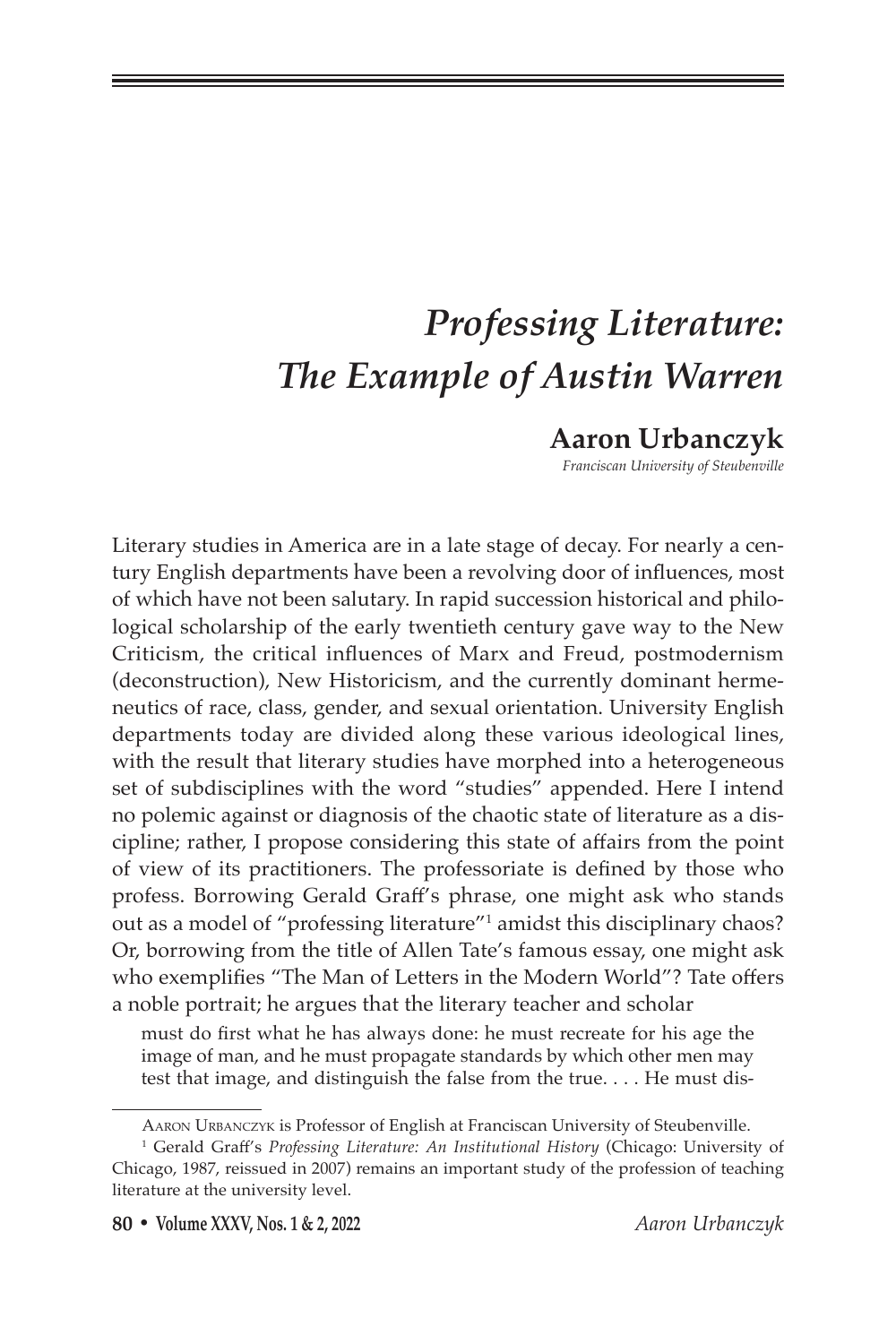# *Professing Literature: The Example of Austin Warren*

**Aaron Urbanczyk**

*Franciscan University of Steubenville*

Literary studies in America are in a late stage of decay. For nearly a century English departments have been a revolving door of influences, most of which have not been salutary. In rapid succession historical and philological scholarship of the early twentieth century gave way to the New Criticism, the critical influences of Marx and Freud, postmodernism (deconstruction), New Historicism, and the currently dominant hermeneutics of race, class, gender, and sexual orientation. University English departments today are divided along these various ideological lines, with the result that literary studies have morphed into a heterogeneous set of subdisciplines with the word "studies" appended. Here I intend no polemic against or diagnosis of the chaotic state of literature as a discipline; rather, I propose considering this state of affairs from the point of view of its practitioners. The professoriate is defined by those who profess. Borrowing Gerald Graff's phrase, one might ask who stands out as a model of "professing literature"[1] amidst this disciplinary chaos? Or, borrowing from the title of Allen Tate's famous essay, one might ask who exemplifies "The Man of Letters in the Modern World"? Tate offers a noble portrait; he argues that the literary teacher and scholar

> must do first what he has always done: he must recreate for his age the image of man, and he must propagate standards by which other men may test that image, and distinguish the false from the true. . . . He must dis-

---

Aaron Urbanczyk is Professor of English at Franciscan University of Steubenville.

[1] Gerald Graff's *Professing Literature: An Institutional History* (Chicago: University of Chicago, 1987, reissued in 2007) remains an important study of the profession of teaching literature at the university level.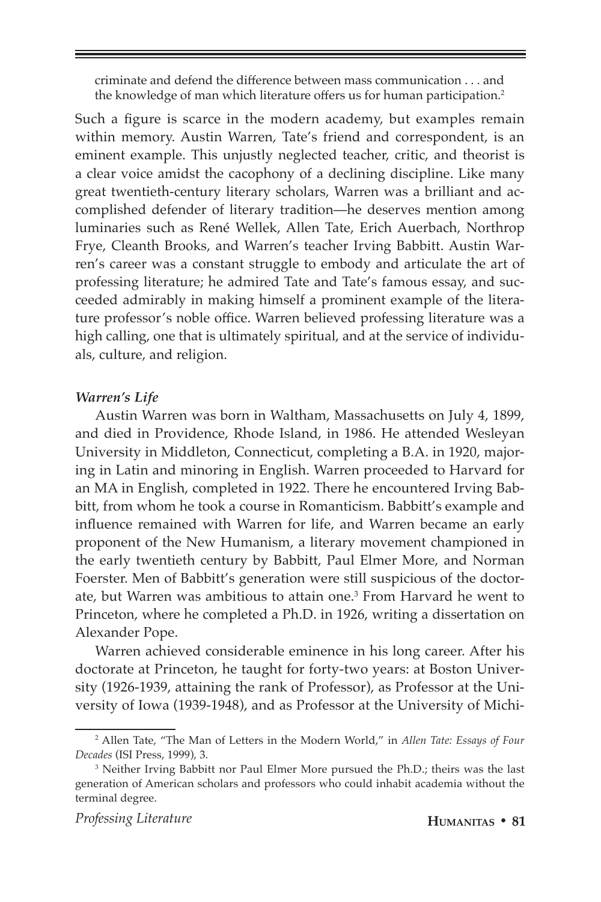> criminate and defend the difference between mass communication . . . and the knowledge of man which literature offers us for human participation.[2]

Such a figure is scarce in the modern academy, but examples remain within memory. Austin Warren, Tate's friend and correspondent, is an eminent example. This unjustly neglected teacher, critic, and theorist is a clear voice amidst the cacophony of a declining discipline. Like many great twentieth-century literary scholars, Warren was a brilliant and accomplished defender of literary tradition—he deserves mention among luminaries such as René Wellek, Allen Tate, Erich Auerbach, Northrop Frye, Cleanth Brooks, and Warren's teacher Irving Babbitt. Austin Warren's career was a constant struggle to embody and articulate the art of professing literature; he admired Tate and Tate's famous essay, and succeeded admirably in making himself a prominent example of the literature professor's noble office. Warren believed professing literature was a high calling, one that is ultimately spiritual, and at the service of individuals, culture, and religion.

### *Warren's Life*

Austin Warren was born in Waltham, Massachusetts on July 4, 1899, and died in Providence, Rhode Island, in 1986. He attended Wesleyan University in Middleton, Connecticut, completing a B.A. in 1920, majoring in Latin and minoring in English. Warren proceeded to Harvard for an MA in English, completed in 1922. There he encountered Irving Babbitt, from whom he took a course in Romanticism. Babbitt's example and influence remained with Warren for life, and Warren became an early proponent of the New Humanism, a literary movement championed in the early twentieth century by Babbitt, Paul Elmer More, and Norman Foerster. Men of Babbitt's generation were still suspicious of the doctorate, but Warren was ambitious to attain one.[3] From Harvard he went to Princeton, where he completed a Ph.D. in 1926, writing a dissertation on Alexander Pope.

Warren achieved considerable eminence in his long career. After his doctorate at Princeton, he taught for forty-two years: at Boston University (1926-1939, attaining the rank of Professor), as Professor at the University of Iowa (1939-1948), and as Professor at the University of Michi-

---

[2] Allen Tate, "The Man of Letters in the Modern World," in *Allen Tate: Essays of Four Decades* (ISI Press, 1999), 3.

[3] Neither Irving Babbitt nor Paul Elmer More pursued the Ph.D.; theirs was the last generation of American scholars and professors who could inhabit academia without the terminal degree.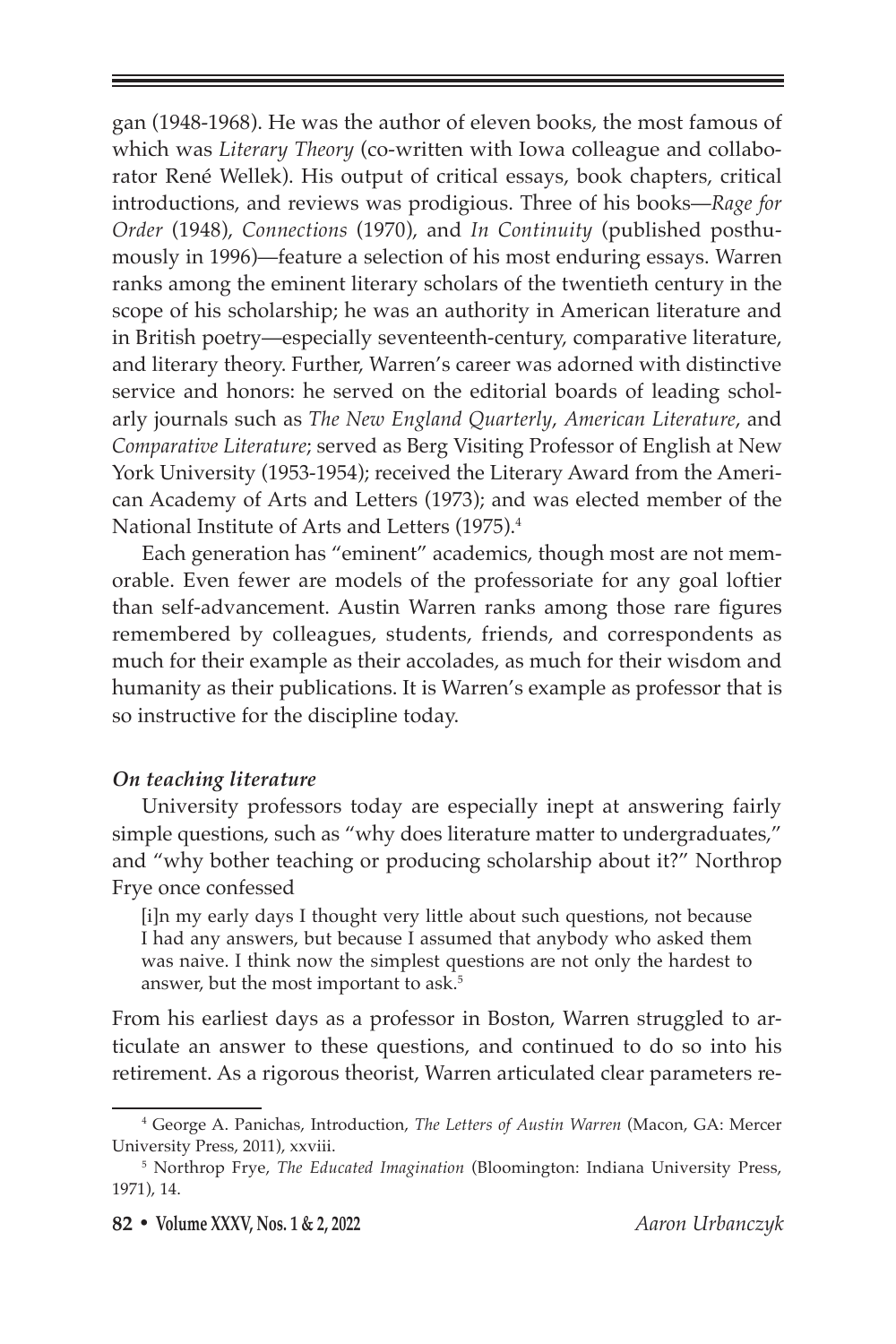gan (1948-1968). He was the author of eleven books, the most famous of which was *Literary Theory* (co-written with Iowa colleague and collaborator René Wellek). His output of critical essays, book chapters, critical introductions, and reviews was prodigious. Three of his books—*Rage for Order* (1948), *Connections* (1970), and *In Continuity* (published posthumously in 1996)—feature a selection of his most enduring essays. Warren ranks among the eminent literary scholars of the twentieth century in the scope of his scholarship; he was an authority in American literature and in British poetry—especially seventeenth-century, comparative literature, and literary theory. Further, Warren's career was adorned with distinctive service and honors: he served on the editorial boards of leading scholarly journals such as *The New England Quarterly*, *American Literature*, and *Comparative Literature*; served as Berg Visiting Professor of English at New York University (1953-1954); received the Literary Award from the American Academy of Arts and Letters (1973); and was elected member of the National Institute of Arts and Letters (1975).[4]

Each generation has "eminent" academics, though most are not memorable. Even fewer are models of the professoriate for any goal loftier than self-advancement. Austin Warren ranks among those rare figures remembered by colleagues, students, friends, and correspondents as much for their example as their accolades, as much for their wisdom and humanity as their publications. It is Warren's example as professor that is so instructive for the discipline today.

### *On teaching literature*

University professors today are especially inept at answering fairly simple questions, such as "why does literature matter to undergraduates," and "why bother teaching or producing scholarship about it?" Northrop Frye once confessed

> [i]n my early days I thought very little about such questions, not because I had any answers, but because I assumed that anybody who asked them was naive. I think now the simplest questions are not only the hardest to answer, but the most important to ask.[5]

From his earliest days as a professor in Boston, Warren struggled to articulate an answer to these questions, and continued to do so into his retirement. As a rigorous theorist, Warren articulated clear parameters re-

---

[4] George A. Panichas, Introduction, *The Letters of Austin Warren* (Macon, GA: Mercer University Press, 2011), xxviii.

[5] Northrop Frye, *The Educated Imagination* (Bloomington: Indiana University Press, 1971), 14.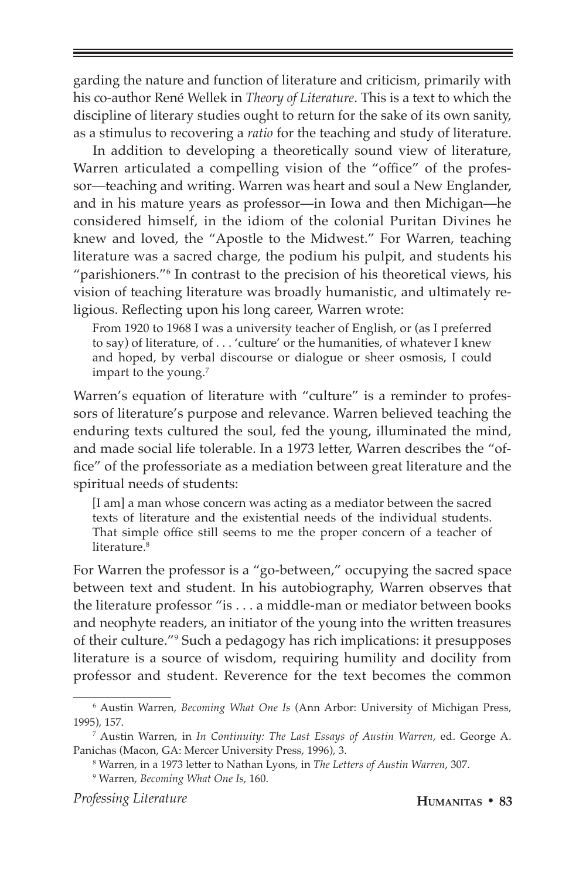garding the nature and function of literature and criticism, primarily with his co-author René Wellek in *Theory of Literature*. This is a text to which the discipline of literary studies ought to return for the sake of its own sanity, as a stimulus to recovering a *ratio* for the teaching and study of literature.

In addition to developing a theoretically sound view of literature, Warren articulated a compelling vision of the "office" of the professor—teaching and writing. Warren was heart and soul a New Englander, and in his mature years as professor—in Iowa and then Michigan—he considered himself, in the idiom of the colonial Puritan Divines he knew and loved, the "Apostle to the Midwest." For Warren, teaching literature was a sacred charge, the podium his pulpit, and students his "parishioners."[6] In contrast to the precision of his theoretical views, his vision of teaching literature was broadly humanistic, and ultimately religious. Reflecting upon his long career, Warren wrote:

> From 1920 to 1968 I was a university teacher of English, or (as I preferred to say) of literature, of . . . 'culture' or the humanities, of whatever I knew and hoped, by verbal discourse or dialogue or sheer osmosis, I could impart to the young.[7]

Warren's equation of literature with "culture" is a reminder to professors of literature's purpose and relevance. Warren believed teaching the enduring texts cultured the soul, fed the young, illuminated the mind, and made social life tolerable. In a 1973 letter, Warren describes the "office" of the professoriate as a mediation between great literature and the spiritual needs of students:

> [I am] a man whose concern was acting as a mediator between the sacred texts of literature and the existential needs of the individual students. That simple office still seems to me the proper concern of a teacher of literature.[8]

For Warren the professor is a "go-between," occupying the sacred space between text and student. In his autobiography, Warren observes that the literature professor "is . . . a middle-man or mediator between books and neophyte readers, an initiator of the young into the written treasures of their culture."[9] Such a pedagogy has rich implications: it presupposes literature is a source of wisdom, requiring humility and docility from professor and student. Reverence for the text becomes the common

---

[6] Austin Warren, *Becoming What One Is* (Ann Arbor: University of Michigan Press, 1995), 157.

[7] Austin Warren, in *In Continuity: The Last Essays of Austin Warren*, ed. George A. Panichas (Macon, GA: Mercer University Press, 1996), 3.

[8] Warren, in a 1973 letter to Nathan Lyons, in *The Letters of Austin Warren*, 307.

[9] Warren, *Becoming What One Is*, 160.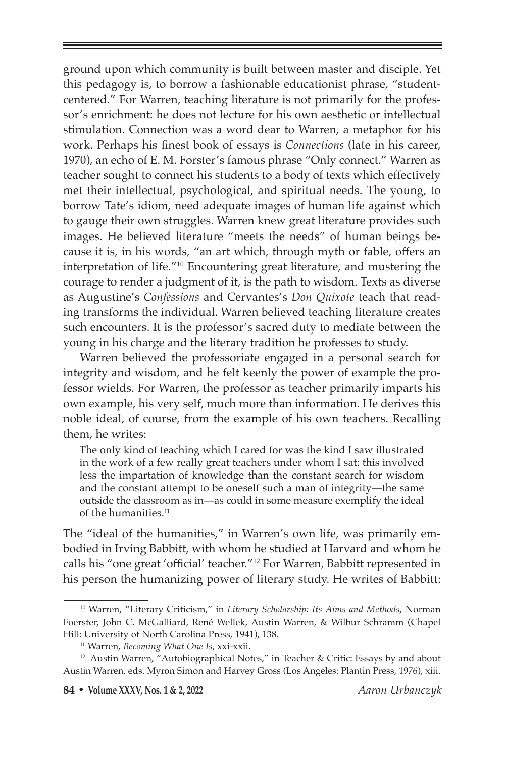ground upon which community is built between master and disciple. Yet this pedagogy is, to borrow a fashionable educationist phrase, "student-centered." For Warren, teaching literature is not primarily for the professor's enrichment: he does not lecture for his own aesthetic or intellectual stimulation. Connection was a word dear to Warren, a metaphor for his work. Perhaps his finest book of essays is *Connections* (late in his career, 1970), an echo of E. M. Forster's famous phrase "Only connect." Warren as teacher sought to connect his students to a body of texts which effectively met their intellectual, psychological, and spiritual needs. The young, to borrow Tate's idiom, need adequate images of human life against which to gauge their own struggles. Warren knew great literature provides such images. He believed literature "meets the needs" of human beings because it is, in his words, "an art which, through myth or fable, offers an interpretation of life."[10] Encountering great literature, and mustering the courage to render a judgment of it, is the path to wisdom. Texts as diverse as Augustine's *Confessions* and Cervantes's *Don Quixote* teach that reading transforms the individual. Warren believed teaching literature creates such encounters. It is the professor's sacred duty to mediate between the young in his charge and the literary tradition he professes to study.

Warren believed the professoriate engaged in a personal search for integrity and wisdom, and he felt keenly the power of example the professor wields. For Warren, the professor as teacher primarily imparts his own example, his very self, much more than information. He derives this noble ideal, of course, from the example of his own teachers. Recalling them, he writes:

> The only kind of teaching which I cared for was the kind I saw illustrated in the work of a few really great teachers under whom I sat: this involved less the impartation of knowledge than the constant search for wisdom and the constant attempt to be oneself such a man of integrity—the same outside the classroom as in—as could in some measure exemplify the ideal of the humanities.[11]

The "ideal of the humanities," in Warren's own life, was primarily embodied in Irving Babbitt, with whom he studied at Harvard and whom he calls his "one great 'official' teacher."[12] For Warren, Babbitt represented in his person the humanizing power of literary study. He writes of Babbitt:

---

[10] Warren, "Literary Criticism," in *Literary Scholarship: Its Aims and Methods*, Norman Foerster, John C. McGalliard, René Wellek, Austin Warren, & Wilbur Schramm (Chapel Hill: University of North Carolina Press, 1941), 138.

[11] Warren, *Becoming What One Is*, xxi-xxii.

[12] Austin Warren, "Autobiographical Notes," in Teacher & Critic: Essays by and about Austin Warren, eds. Myron Simon and Harvey Gross (Los Angeles: Plantin Press, 1976), xiii.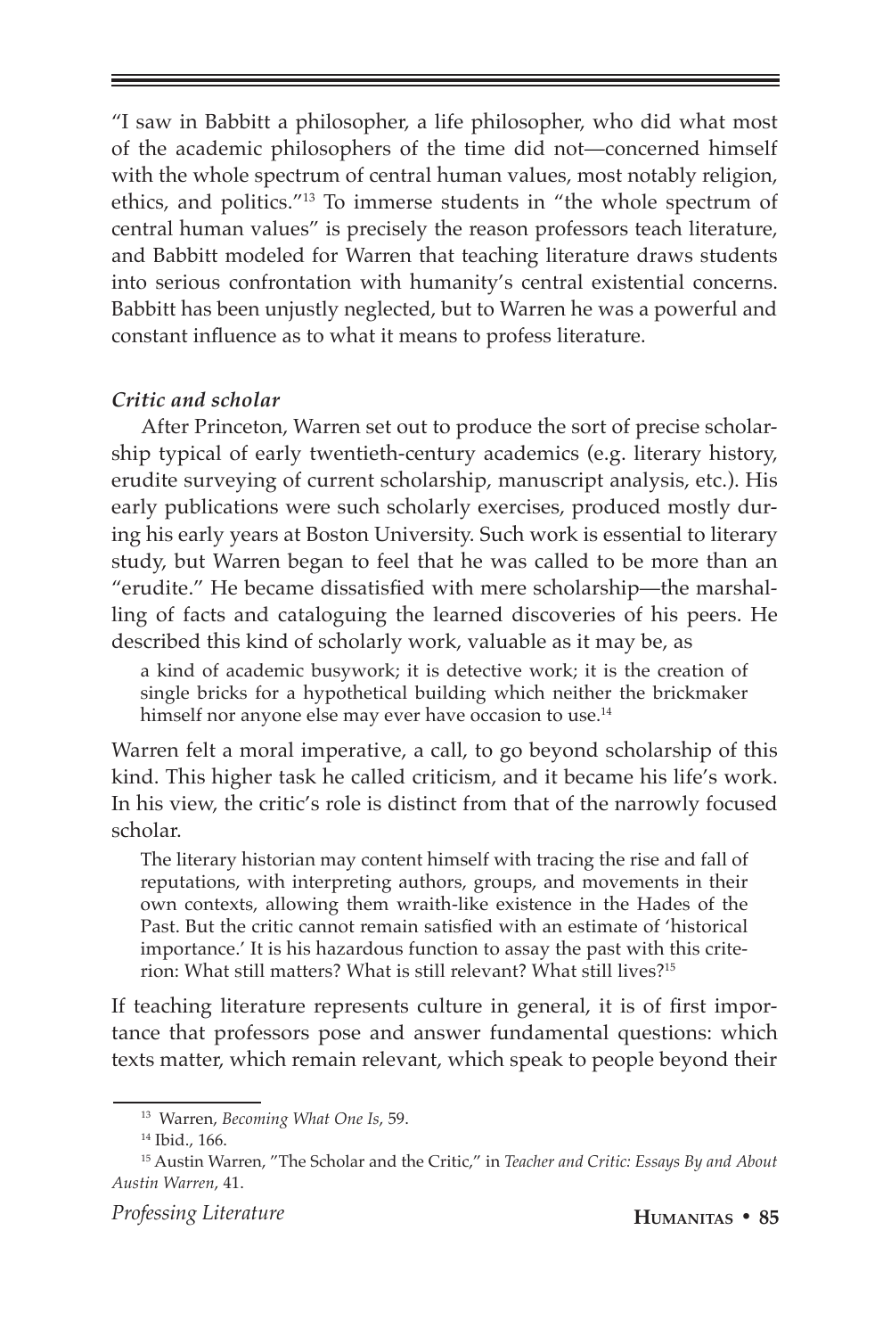"I saw in Babbitt a philosopher, a life philosopher, who did what most of the academic philosophers of the time did not—concerned himself with the whole spectrum of central human values, most notably religion, ethics, and politics."[13] To immerse students in "the whole spectrum of central human values" is precisely the reason professors teach literature, and Babbitt modeled for Warren that teaching literature draws students into serious confrontation with humanity's central existential concerns. Babbitt has been unjustly neglected, but to Warren he was a powerful and constant influence as to what it means to profess literature.

### *Critic and scholar*

After Princeton, Warren set out to produce the sort of precise scholarship typical of early twentieth-century academics (e.g. literary history, erudite surveying of current scholarship, manuscript analysis, etc.). His early publications were such scholarly exercises, produced mostly during his early years at Boston University. Such work is essential to literary study, but Warren began to feel that he was called to be more than an "erudite." He became dissatisfied with mere scholarship—the marshalling of facts and cataloguing the learned discoveries of his peers. He described this kind of scholarly work, valuable as it may be, as

> a kind of academic busywork; it is detective work; it is the creation of single bricks for a hypothetical building which neither the brickmaker himself nor anyone else may ever have occasion to use.[14]

Warren felt a moral imperative, a call, to go beyond scholarship of this kind. This higher task he called criticism, and it became his life's work. In his view, the critic's role is distinct from that of the narrowly focused scholar.

> The literary historian may content himself with tracing the rise and fall of reputations, with interpreting authors, groups, and movements in their own contexts, allowing them wraith-like existence in the Hades of the Past. But the critic cannot remain satisfied with an estimate of 'historical importance.' It is his hazardous function to assay the past with this criterion: What still matters? What is still relevant? What still lives?[15]

If teaching literature represents culture in general, it is of first importance that professors pose and answer fundamental questions: which texts matter, which remain relevant, which speak to people beyond their

---

[13] Warren, *Becoming What One Is*, 59.

[14] Ibid., 166.

[15] Austin Warren, "The Scholar and the Critic," in *Teacher and Critic: Essays By and About Austin Warren*, 41.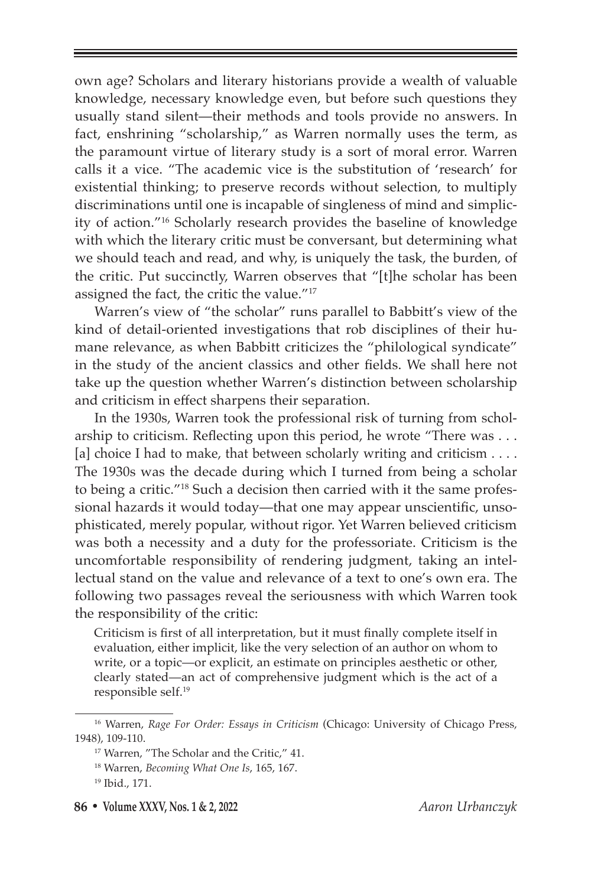own age? Scholars and literary historians provide a wealth of valuable knowledge, necessary knowledge even, but before such questions they usually stand silent—their methods and tools provide no answers. In fact, enshrining "scholarship," as Warren normally uses the term, as the paramount virtue of literary study is a sort of moral error. Warren calls it a vice. "The academic vice is the substitution of 'research' for existential thinking; to preserve records without selection, to multiply discriminations until one is incapable of singleness of mind and simplicity of action."[16] Scholarly research provides the baseline of knowledge with which the literary critic must be conversant, but determining what we should teach and read, and why, is uniquely the task, the burden, of the critic. Put succinctly, Warren observes that "[t]he scholar has been assigned the fact, the critic the value."[17]

Warren's view of "the scholar" runs parallel to Babbitt's view of the kind of detail-oriented investigations that rob disciplines of their humane relevance, as when Babbitt criticizes the "philological syndicate" in the study of the ancient classics and other fields. We shall here not take up the question whether Warren's distinction between scholarship and criticism in effect sharpens their separation.

In the 1930s, Warren took the professional risk of turning from scholarship to criticism. Reflecting upon this period, he wrote "There was . . . [a] choice I had to make, that between scholarly writing and criticism . . . . The 1930s was the decade during which I turned from being a scholar to being a critic."[18] Such a decision then carried with it the same professional hazards it would today—that one may appear unscientific, unsophisticated, merely popular, without rigor. Yet Warren believed criticism was both a necessity and a duty for the professoriate. Criticism is the uncomfortable responsibility of rendering judgment, taking an intellectual stand on the value and relevance of a text to one's own era. The following two passages reveal the seriousness with which Warren took the responsibility of the critic:

> Criticism is first of all interpretation, but it must finally complete itself in evaluation, either implicit, like the very selection of an author on whom to write, or a topic—or explicit, an estimate on principles aesthetic or other, clearly stated—an act of comprehensive judgment which is the act of a responsible self.[19]

---

[16] Warren, *Rage For Order: Essays in Criticism* (Chicago: University of Chicago Press, 1948), 109-110.

[17] Warren, "The Scholar and the Critic," 41.

[18] Warren, *Becoming What One Is*, 165, 167.

[19] Ibid., 171.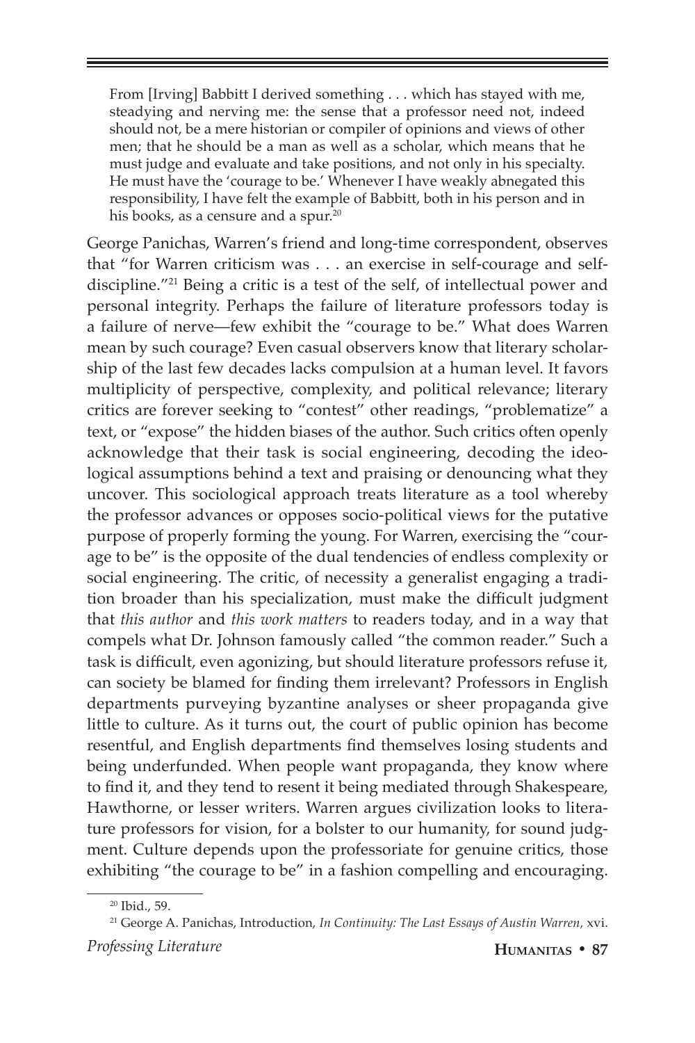> From [Irving] Babbitt I derived something . . . which has stayed with me, steadying and nerving me: the sense that a professor need not, indeed should not, be a mere historian or compiler of opinions and views of other men; that he should be a man as well as a scholar, which means that he must judge and evaluate and take positions, and not only in his specialty. He must have the 'courage to be.' Whenever I have weakly abnegated this responsibility, I have felt the example of Babbitt, both in his person and in his books, as a censure and a spur.[20]

George Panichas, Warren's friend and long-time correspondent, observes that "for Warren criticism was . . . an exercise in self-courage and self-discipline."[21] Being a critic is a test of the self, of intellectual power and personal integrity. Perhaps the failure of literature professors today is a failure of nerve—few exhibit the "courage to be." What does Warren mean by such courage? Even casual observers know that literary scholarship of the last few decades lacks compulsion at a human level. It favors multiplicity of perspective, complexity, and political relevance; literary critics are forever seeking to "contest" other readings, "problematize" a text, or "expose" the hidden biases of the author. Such critics often openly acknowledge that their task is social engineering, decoding the ideological assumptions behind a text and praising or denouncing what they uncover. This sociological approach treats literature as a tool whereby the professor advances or opposes socio-political views for the putative purpose of properly forming the young. For Warren, exercising the "courage to be" is the opposite of the dual tendencies of endless complexity or social engineering. The critic, of necessity a generalist engaging a tradition broader than his specialization, must make the difficult judgment that *this author* and *this work matters* to readers today, and in a way that compels what Dr. Johnson famously called "the common reader." Such a task is difficult, even agonizing, but should literature professors refuse it, can society be blamed for finding them irrelevant? Professors in English departments purveying byzantine analyses or sheer propaganda give little to culture. As it turns out, the court of public opinion has become resentful, and English departments find themselves losing students and being underfunded. When people want propaganda, they know where to find it, and they tend to resent it being mediated through Shakespeare, Hawthorne, or lesser writers. Warren argues civilization looks to literature professors for vision, for a bolster to our humanity, for sound judgment. Culture depends upon the professoriate for genuine critics, those exhibiting "the courage to be" in a fashion compelling and encouraging.

---

[20] Ibid., 59.

[21] George A. Panichas, Introduction, *In Continuity: The Last Essays of Austin Warren*, xvi.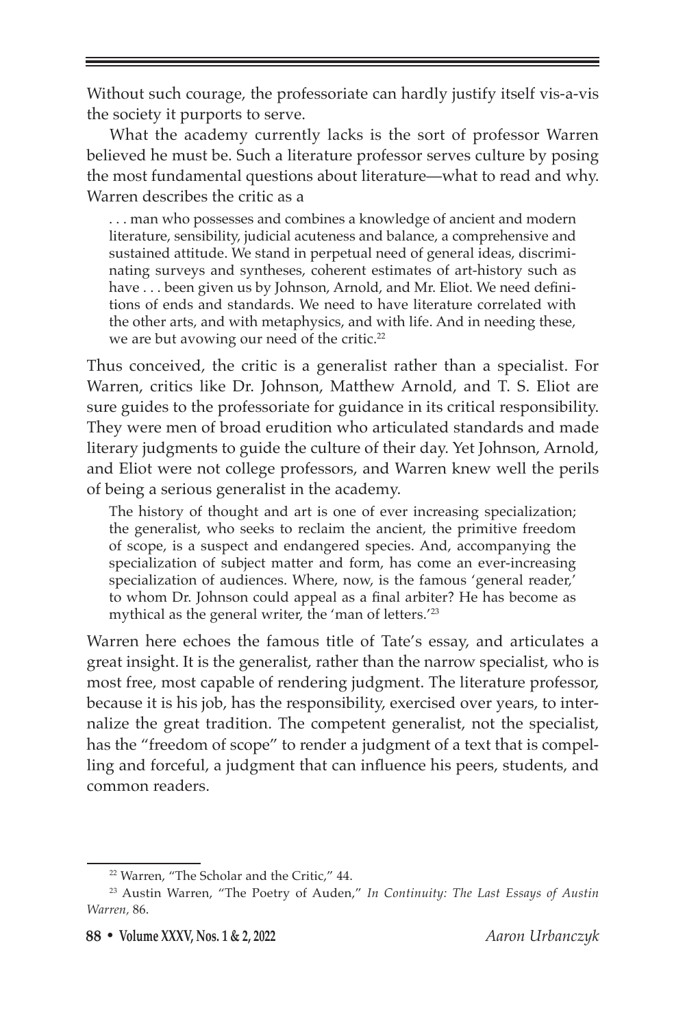Without such courage, the professoriate can hardly justify itself vis-a-vis the society it purports to serve.

What the academy currently lacks is the sort of professor Warren believed he must be. Such a literature professor serves culture by posing the most fundamental questions about literature—what to read and why. Warren describes the critic as a

> . . . man who possesses and combines a knowledge of ancient and modern literature, sensibility, judicial acuteness and balance, a comprehensive and sustained attitude. We stand in perpetual need of general ideas, discriminating surveys and syntheses, coherent estimates of art-history such as have . . . been given us by Johnson, Arnold, and Mr. Eliot. We need definitions of ends and standards. We need to have literature correlated with the other arts, and with metaphysics, and with life. And in needing these, we are but avowing our need of the critic.[22]

Thus conceived, the critic is a generalist rather than a specialist. For Warren, critics like Dr. Johnson, Matthew Arnold, and T. S. Eliot are sure guides to the professoriate for guidance in its critical responsibility. They were men of broad erudition who articulated standards and made literary judgments to guide the culture of their day. Yet Johnson, Arnold, and Eliot were not college professors, and Warren knew well the perils of being a serious generalist in the academy.

> The history of thought and art is one of ever increasing specialization; the generalist, who seeks to reclaim the ancient, the primitive freedom of scope, is a suspect and endangered species. And, accompanying the specialization of subject matter and form, has come an ever-increasing specialization of audiences. Where, now, is the famous 'general reader,' to whom Dr. Johnson could appeal as a final arbiter? He has become as mythical as the general writer, the 'man of letters.'[23]

Warren here echoes the famous title of Tate's essay, and articulates a great insight. It is the generalist, rather than the narrow specialist, who is most free, most capable of rendering judgment. The literature professor, because it is his job, has the responsibility, exercised over years, to internalize the great tradition. The competent generalist, not the specialist, has the "freedom of scope" to render a judgment of a text that is compelling and forceful, a judgment that can influence his peers, students, and common readers.

---

[22] Warren, "The Scholar and the Critic," 44.

[23] Austin Warren, "The Poetry of Auden," *In Continuity: The Last Essays of Austin Warren,* 86.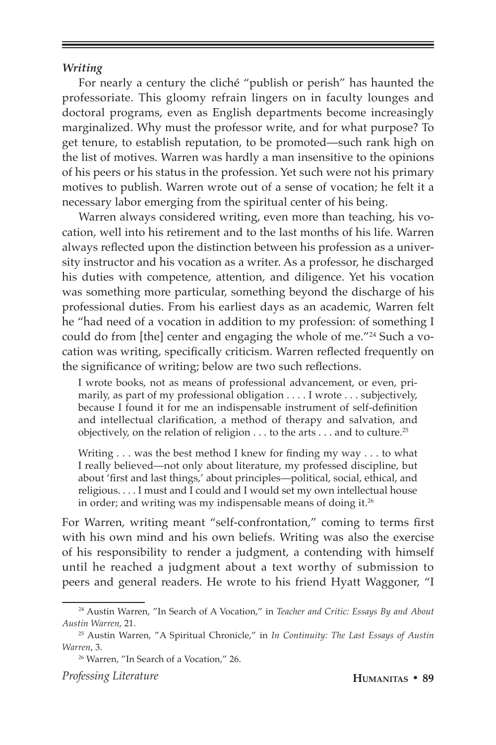*Writing*

For nearly a century the cliché "publish or perish" has haunted the professoriate. This gloomy refrain lingers on in faculty lounges and doctoral programs, even as English departments become increasingly marginalized. Why must the professor write, and for what purpose? To get tenure, to establish reputation, to be promoted—such rank high on the list of motives. Warren was hardly a man insensitive to the opinions of his peers or his status in the profession. Yet such were not his primary motives to publish. Warren wrote out of a sense of vocation; he felt it a necessary labor emerging from the spiritual center of his being.

Warren always considered writing, even more than teaching, his vocation, well into his retirement and to the last months of his life. Warren always reflected upon the distinction between his profession as a university instructor and his vocation as a writer. As a professor, he discharged his duties with competence, attention, and diligence. Yet his vocation was something more particular, something beyond the discharge of his professional duties. From his earliest days as an academic, Warren felt he "had need of a vocation in addition to my profession: of something I could do from [the] center and engaging the whole of me."[24] Such a vocation was writing, specifically criticism. Warren reflected frequently on the significance of writing; below are two such reflections.

> I wrote books, not as means of professional advancement, or even, primarily, as part of my professional obligation . . . . I wrote . . . subjectively, because I found it for me an indispensable instrument of self-definition and intellectual clarification, a method of therapy and salvation, and objectively, on the relation of religion . . . to the arts . . . and to culture.[25]

> Writing . . . was the best method I knew for finding my way . . . to what I really believed—not only about literature, my professed discipline, but about 'first and last things,' about principles—political, social, ethical, and religious. . . . I must and I could and I would set my own intellectual house in order; and writing was my indispensable means of doing it.[26]

For Warren, writing meant "self-confrontation," coming to terms first with his own mind and his own beliefs. Writing was also the exercise of his responsibility to render a judgment, a contending with himself until he reached a judgment about a text worthy of submission to peers and general readers. He wrote to his friend Hyatt Waggoner, "I

---

[24] Austin Warren, "In Search of A Vocation," in *Teacher and Critic: Essays By and About Austin Warren*, 21.

[25] Austin Warren, "A Spiritual Chronicle," in *In Continuity: The Last Essays of Austin Warren*, 3.

[26] Warren, "In Search of a Vocation," 26.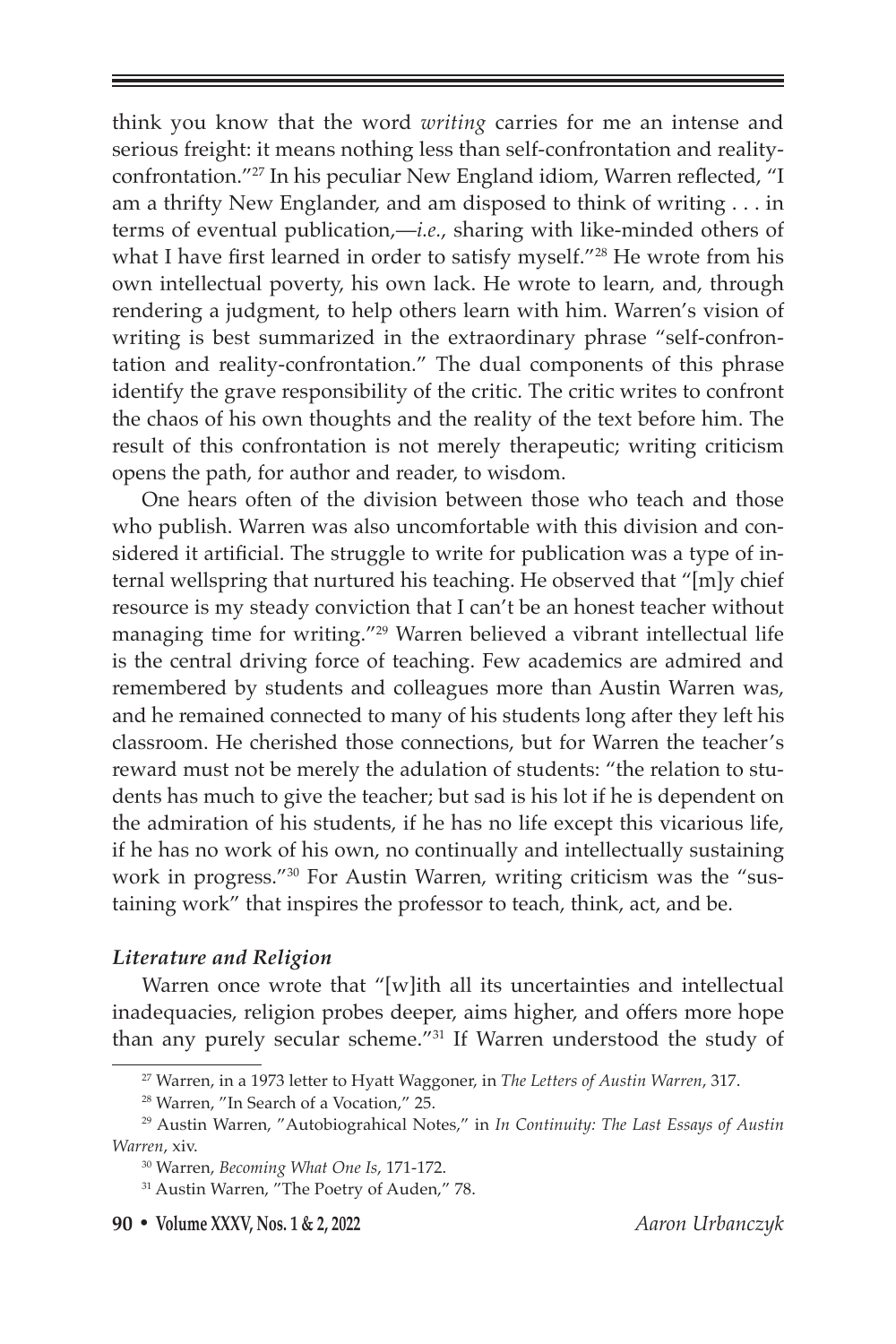think you know that the word *writing* carries for me an intense and serious freight: it means nothing less than self-confrontation and reality-confrontation."[27] In his peculiar New England idiom, Warren reflected, "I am a thrifty New Englander, and am disposed to think of writing . . . in terms of eventual publication,—*i.e.*, sharing with like-minded others of what I have first learned in order to satisfy myself."[28] He wrote from his own intellectual poverty, his own lack. He wrote to learn, and, through rendering a judgment, to help others learn with him. Warren's vision of writing is best summarized in the extraordinary phrase "self-confrontation and reality-confrontation." The dual components of this phrase identify the grave responsibility of the critic. The critic writes to confront the chaos of his own thoughts and the reality of the text before him. The result of this confrontation is not merely therapeutic; writing criticism opens the path, for author and reader, to wisdom.

One hears often of the division between those who teach and those who publish. Warren was also uncomfortable with this division and considered it artificial. The struggle to write for publication was a type of internal wellspring that nurtured his teaching. He observed that "[m]y chief resource is my steady conviction that I can't be an honest teacher without managing time for writing."[29] Warren believed a vibrant intellectual life is the central driving force of teaching. Few academics are admired and remembered by students and colleagues more than Austin Warren was, and he remained connected to many of his students long after they left his classroom. He cherished those connections, but for Warren the teacher's reward must not be merely the adulation of students: "the relation to students has much to give the teacher; but sad is his lot if he is dependent on the admiration of his students, if he has no life except this vicarious life, if he has no work of his own, no continually and intellectually sustaining work in progress."[30] For Austin Warren, writing criticism was the "sustaining work" that inspires the professor to teach, think, act, and be.

### *Literature and Religion*

Warren once wrote that "[w]ith all its uncertainties and intellectual inadequacies, religion probes deeper, aims higher, and offers more hope than any purely secular scheme."[31] If Warren understood the study of

[27] Warren, in a 1973 letter to Hyatt Waggoner, in *The Letters of Austin Warren*, 317.

[28] Warren, "In Search of a Vocation," 25.

[29] Austin Warren, "Autobiograhical Notes," in *In Continuity: The Last Essays of Austin Warren*, xiv.

[30] Warren, *Becoming What One Is*, 171-172.

[31] Austin Warren, "The Poetry of Auden," 78.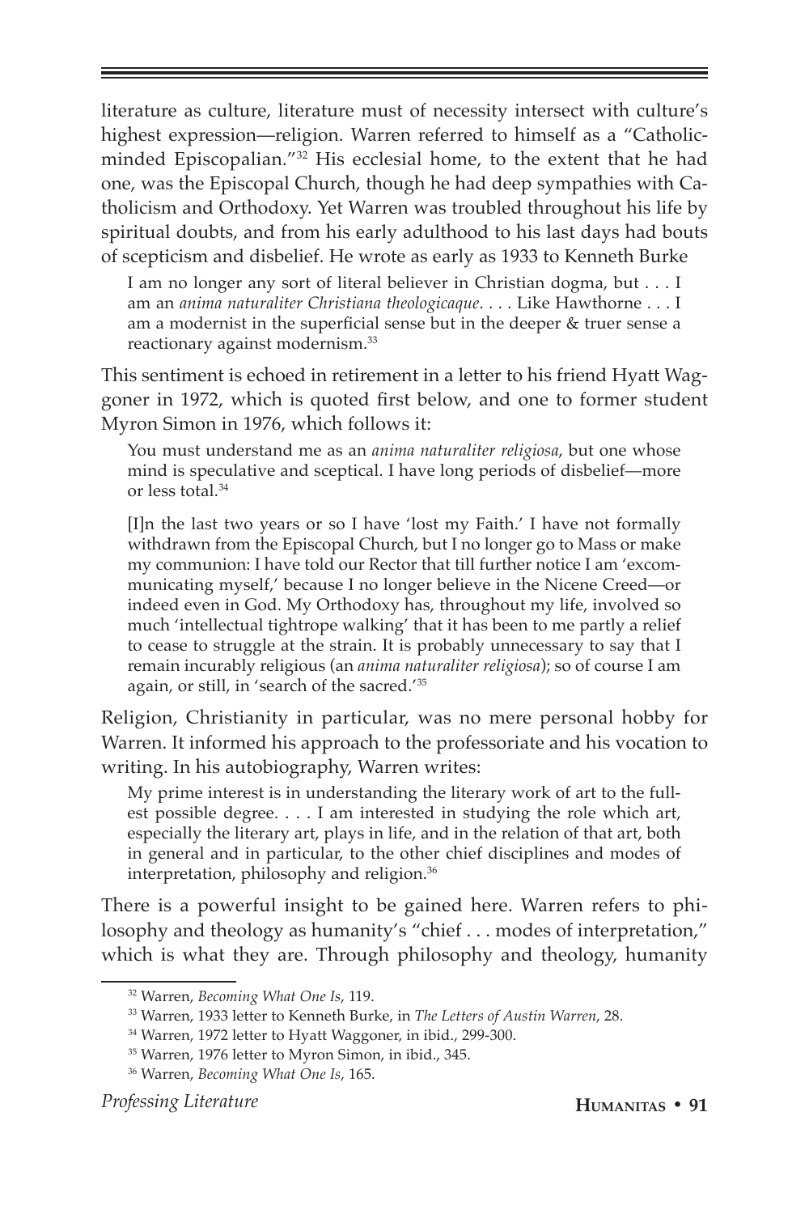literature as culture, literature must of necessity intersect with culture's highest expression—religion. Warren referred to himself as a "Catholic-minded Episcopalian."[32] His ecclesial home, to the extent that he had one, was the Episcopal Church, though he had deep sympathies with Catholicism and Orthodoxy. Yet Warren was troubled throughout his life by spiritual doubts, and from his early adulthood to his last days had bouts of scepticism and disbelief. He wrote as early as 1933 to Kenneth Burke

> I am no longer any sort of literal believer in Christian dogma, but . . . I am an *anima naturaliter Christiana theologicaque*. . . . Like Hawthorne . . . I am a modernist in the superficial sense but in the deeper & truer sense a reactionary against modernism.[33]

This sentiment is echoed in retirement in a letter to his friend Hyatt Waggoner in 1972, which is quoted first below, and one to former student Myron Simon in 1976, which follows it:

> You must understand me as an *anima naturaliter religiosa*, but one whose mind is speculative and sceptical. I have long periods of disbelief—more or less total.[34]

> [I]n the last two years or so I have 'lost my Faith.' I have not formally withdrawn from the Episcopal Church, but I no longer go to Mass or make my communion: I have told our Rector that till further notice I am 'excommunicating myself,' because I no longer believe in the Nicene Creed—or indeed even in God. My Orthodoxy has, throughout my life, involved so much 'intellectual tightrope walking' that it has been to me partly a relief to cease to struggle at the strain. It is probably unnecessary to say that I remain incurably religious (an *anima naturaliter religiosa*); so of course I am again, or still, in 'search of the sacred.'[35]

Religion, Christianity in particular, was no mere personal hobby for Warren. It informed his approach to the professoriate and his vocation to writing. In his autobiography, Warren writes:

> My prime interest is in understanding the literary work of art to the fullest possible degree. . . . I am interested in studying the role which art, especially the literary art, plays in life, and in the relation of that art, both in general and in particular, to the other chief disciplines and modes of interpretation, philosophy and religion.[36]

There is a powerful insight to be gained here. Warren refers to philosophy and theology as humanity's "chief . . . modes of interpretation," which is what they are. Through philosophy and theology, humanity

[32] Warren, *Becoming What One Is*, 119.

[33] Warren, 1933 letter to Kenneth Burke, in *The Letters of Austin Warren*, 28.

[34] Warren, 1972 letter to Hyatt Waggoner, in ibid., 299-300.

[35] Warren, 1976 letter to Myron Simon, in ibid., 345.

[36] Warren, *Becoming What One Is*, 165.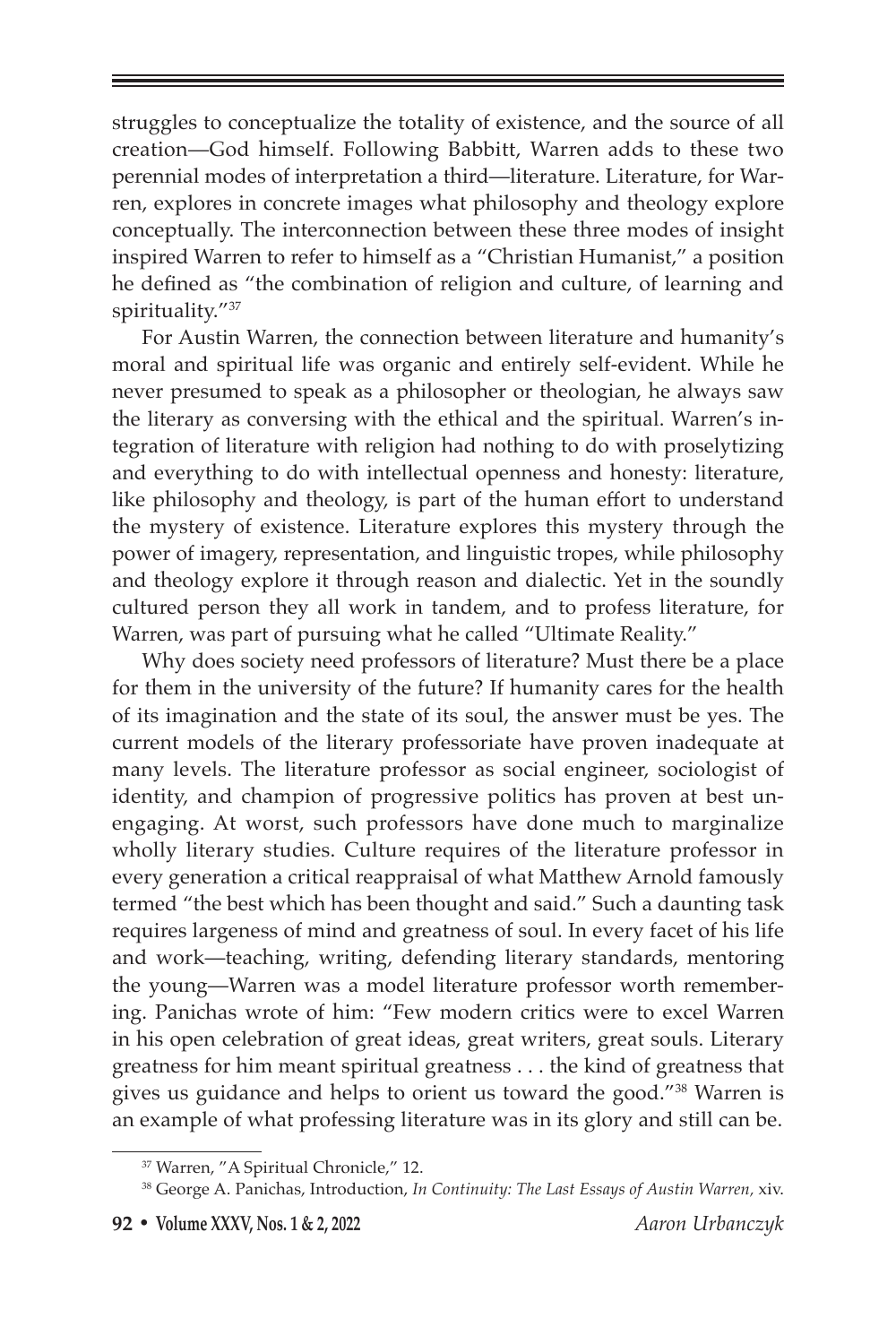struggles to conceptualize the totality of existence, and the source of all creation—God himself. Following Babbitt, Warren adds to these two perennial modes of interpretation a third—literature. Literature, for Warren, explores in concrete images what philosophy and theology explore conceptually. The interconnection between these three modes of insight inspired Warren to refer to himself as a "Christian Humanist," a position he defined as "the combination of religion and culture, of learning and spirituality."[37]

For Austin Warren, the connection between literature and humanity's moral and spiritual life was organic and entirely self-evident. While he never presumed to speak as a philosopher or theologian, he always saw the literary as conversing with the ethical and the spiritual. Warren's integration of literature with religion had nothing to do with proselytizing and everything to do with intellectual openness and honesty: literature, like philosophy and theology, is part of the human effort to understand the mystery of existence. Literature explores this mystery through the power of imagery, representation, and linguistic tropes, while philosophy and theology explore it through reason and dialectic. Yet in the soundly cultured person they all work in tandem, and to profess literature, for Warren, was part of pursuing what he called "Ultimate Reality."

Why does society need professors of literature? Must there be a place for them in the university of the future? If humanity cares for the health of its imagination and the state of its soul, the answer must be yes. The current models of the literary professoriate have proven inadequate at many levels. The literature professor as social engineer, sociologist of identity, and champion of progressive politics has proven at best unengaging. At worst, such professors have done much to marginalize wholly literary studies. Culture requires of the literature professor in every generation a critical reappraisal of what Matthew Arnold famously termed "the best which has been thought and said." Such a daunting task requires largeness of mind and greatness of soul. In every facet of his life and work—teaching, writing, defending literary standards, mentoring the young—Warren was a model literature professor worth remembering. Panichas wrote of him: "Few modern critics were to excel Warren in his open celebration of great ideas, great writers, great souls. Literary greatness for him meant spiritual greatness . . . the kind of greatness that gives us guidance and helps to orient us toward the good."[38] Warren is an example of what professing literature was in its glory and still can be.

---

[37] Warren, "A Spiritual Chronicle," 12.

[38] George A. Panichas, Introduction, *In Continuity: The Last Essays of Austin Warren*, xiv.